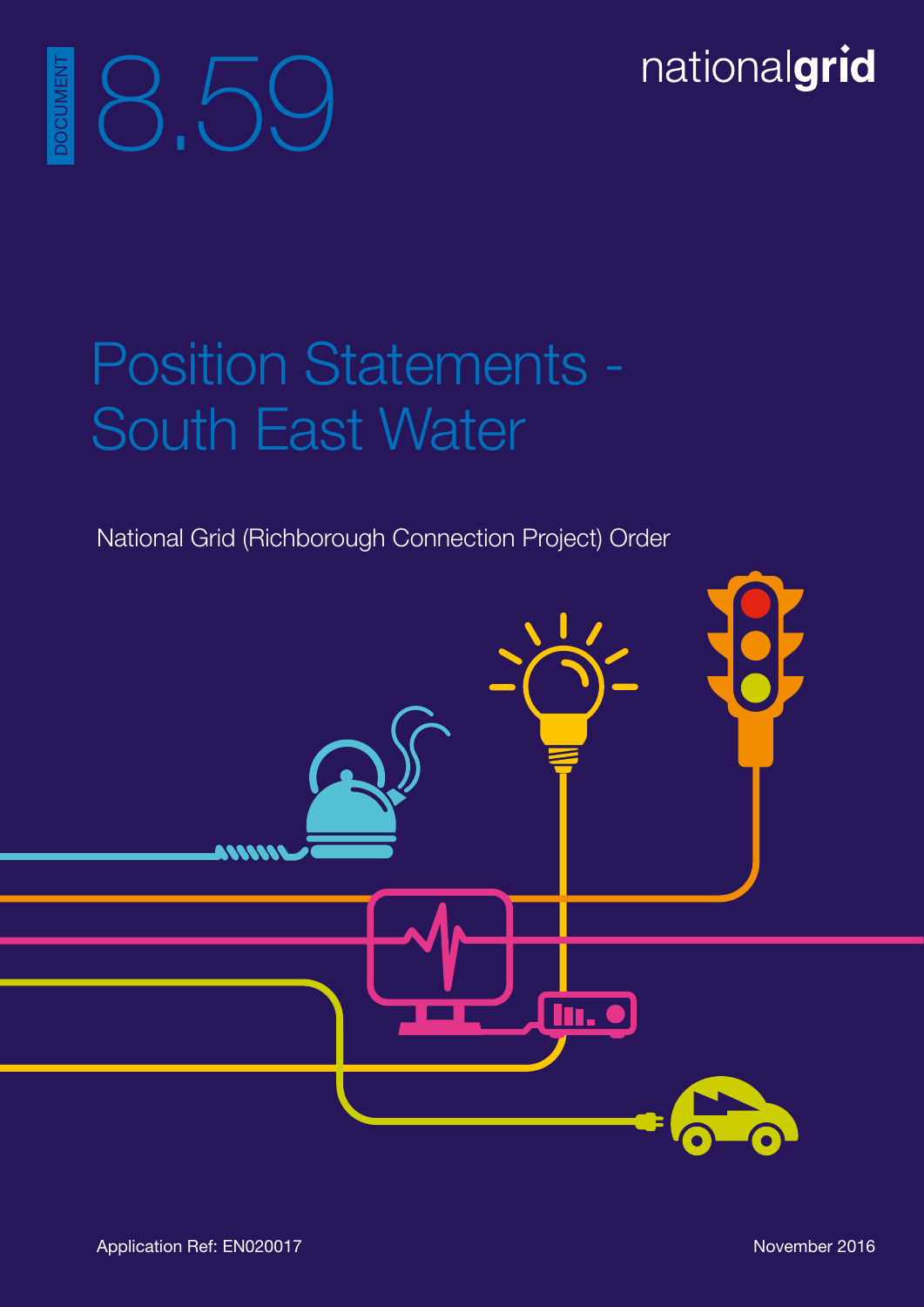DOCUMENT 8.59

nationalgrid

# Position Statements - South East Water

National Grid (Richborough Connection Project) Order

Application Ref: EN020017

November 2016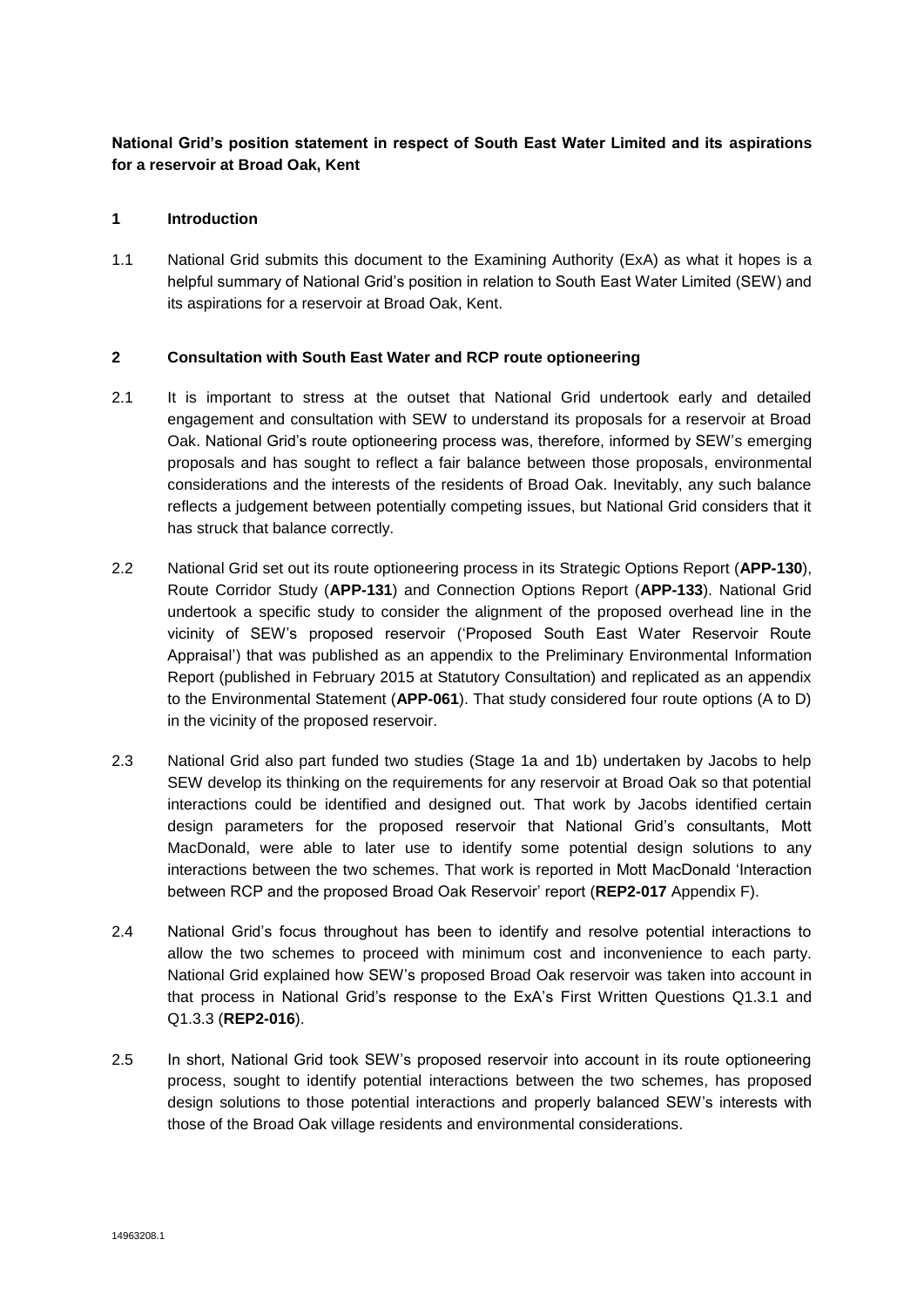**National Grid's position statement in respect of South East Water Limited and its aspirations for a reservoir at Broad Oak, Kent**

## 1 Introduction

1.1 National Grid submits this document to the Examining Authority (ExA) as what it hopes is a helpful summary of National Grid's position in relation to South East Water Limited (SEW) and its aspirations for a reservoir at Broad Oak, Kent.

## 2 Consultation with South East Water and RCP route optioneering

2.1 It is important to stress at the outset that National Grid undertook early and detailed engagement and consultation with SEW to understand its proposals for a reservoir at Broad Oak. National Grid's route optioneering process was, therefore, informed by SEW's emerging proposals and has sought to reflect a fair balance between those proposals, environmental considerations and the interests of the residents of Broad Oak. Inevitably, any such balance reflects a judgement between potentially competing issues, but National Grid considers that it has struck that balance correctly.

2.2 National Grid set out its route optioneering process in its Strategic Options Report (**APP-130**), Route Corridor Study (**APP-131**) and Connection Options Report (**APP-133**). National Grid undertook a specific study to consider the alignment of the proposed overhead line in the vicinity of SEW's proposed reservoir ('Proposed South East Water Reservoir Route Appraisal') that was published as an appendix to the Preliminary Environmental Information Report (published in February 2015 at Statutory Consultation) and replicated as an appendix to the Environmental Statement (**APP-061**). That study considered four route options (A to D) in the vicinity of the proposed reservoir.

2.3 National Grid also part funded two studies (Stage 1a and 1b) undertaken by Jacobs to help SEW develop its thinking on the requirements for any reservoir at Broad Oak so that potential interactions could be identified and designed out. That work by Jacobs identified certain design parameters for the proposed reservoir that National Grid's consultants, Mott MacDonald, were able to later use to identify some potential design solutions to any interactions between the two schemes. That work is reported in Mott MacDonald 'Interaction between RCP and the proposed Broad Oak Reservoir' report (**REP2-017** Appendix F).

2.4 National Grid's focus throughout has been to identify and resolve potential interactions to allow the two schemes to proceed with minimum cost and inconvenience to each party. National Grid explained how SEW's proposed Broad Oak reservoir was taken into account in that process in National Grid's response to the ExA's First Written Questions Q1.3.1 and Q1.3.3 (**REP2-016**).

2.5 In short, National Grid took SEW's proposed reservoir into account in its route optioneering process, sought to identify potential interactions between the two schemes, has proposed design solutions to those potential interactions and properly balanced SEW's interests with those of the Broad Oak village residents and environmental considerations.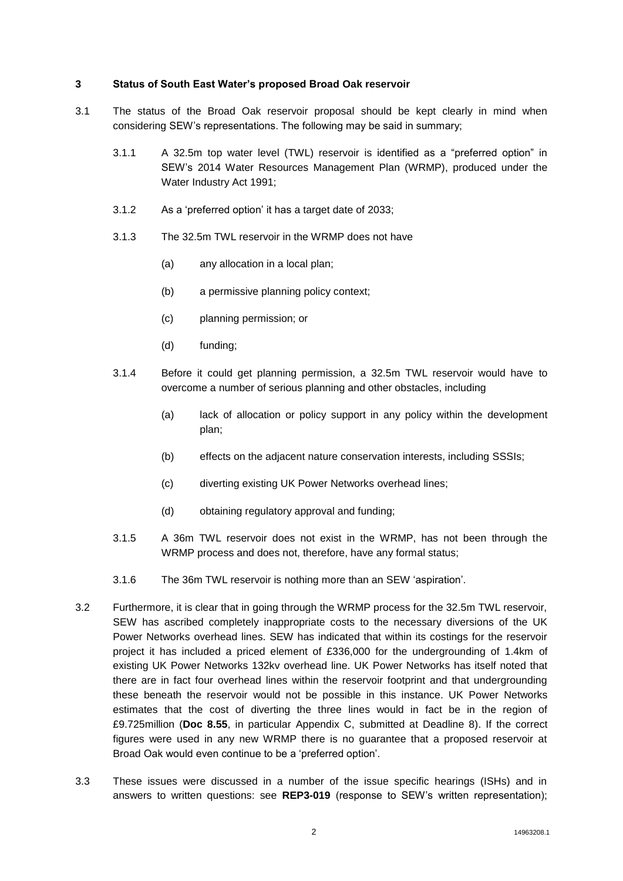## 3 Status of South East Water's proposed Broad Oak reservoir

3.1 The status of the Broad Oak reservoir proposal should be kept clearly in mind when considering SEW's representations. The following may be said in summary;

3.1.1 A 32.5m top water level (TWL) reservoir is identified as a "preferred option" in SEW's 2014 Water Resources Management Plan (WRMP), produced under the Water Industry Act 1991;

3.1.2 As a 'preferred option' it has a target date of 2033;

3.1.3 The 32.5m TWL reservoir in the WRMP does not have

(a) any allocation in a local plan;

(b) a permissive planning policy context;

(c) planning permission; or

(d) funding;

3.1.4 Before it could get planning permission, a 32.5m TWL reservoir would have to overcome a number of serious planning and other obstacles, including

(a) lack of allocation or policy support in any policy within the development plan;

(b) effects on the adjacent nature conservation interests, including SSSIs;

(c) diverting existing UK Power Networks overhead lines;

(d) obtaining regulatory approval and funding;

3.1.5 A 36m TWL reservoir does not exist in the WRMP, has not been through the WRMP process and does not, therefore, have any formal status;

3.1.6 The 36m TWL reservoir is nothing more than an SEW 'aspiration'.

3.2 Furthermore, it is clear that in going through the WRMP process for the 32.5m TWL reservoir, SEW has ascribed completely inappropriate costs to the necessary diversions of the UK Power Networks overhead lines. SEW has indicated that within its costings for the reservoir project it has included a priced element of £336,000 for the undergrounding of 1.4km of existing UK Power Networks 132kv overhead line. UK Power Networks has itself noted that there are in fact four overhead lines within the reservoir footprint and that undergrounding these beneath the reservoir would not be possible in this instance. UK Power Networks estimates that the cost of diverting the three lines would in fact be in the region of £9.725million (**Doc 8.55**, in particular Appendix C, submitted at Deadline 8). If the correct figures were used in any new WRMP there is no guarantee that a proposed reservoir at Broad Oak would even continue to be a 'preferred option'.

3.3 These issues were discussed in a number of the issue specific hearings (ISHs) and in answers to written questions: see **REP3-019** (response to SEW's written representation);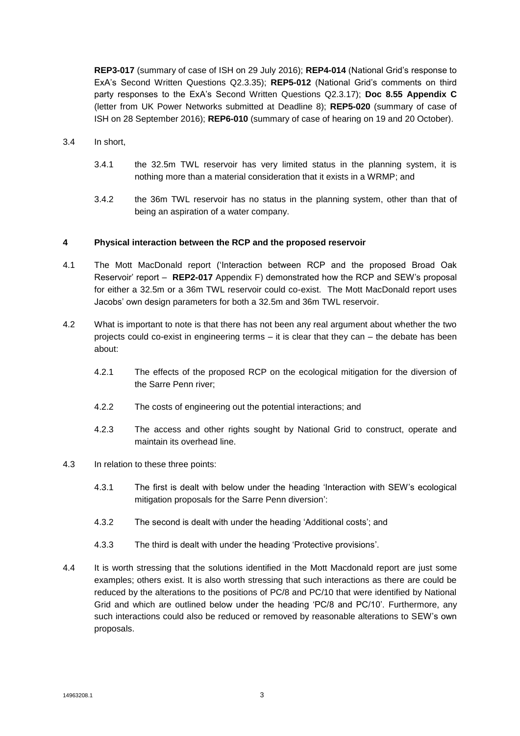**REP3-017** (summary of case of ISH on 29 July 2016); **REP4-014** (National Grid's response to ExA's Second Written Questions Q2.3.35); **REP5-012** (National Grid's comments on third party responses to the ExA's Second Written Questions Q2.3.17); **Doc 8.55 Appendix C** (letter from UK Power Networks submitted at Deadline 8); **REP5-020** (summary of case of ISH on 28 September 2016); **REP6-010** (summary of case of hearing on 19 and 20 October).

3.4 In short,

3.4.1 the 32.5m TWL reservoir has very limited status in the planning system, it is nothing more than a material consideration that it exists in a WRMP; and

3.4.2 the 36m TWL reservoir has no status in the planning system, other than that of being an aspiration of a water company.

## 4 Physical interaction between the RCP and the proposed reservoir

4.1 The Mott MacDonald report ('Interaction between RCP and the proposed Broad Oak Reservoir' report – **REP2-017** Appendix F) demonstrated how the RCP and SEW's proposal for either a 32.5m or a 36m TWL reservoir could co-exist. The Mott MacDonald report uses Jacobs' own design parameters for both a 32.5m and 36m TWL reservoir.

4.2 What is important to note is that there has not been any real argument about whether the two projects could co-exist in engineering terms – it is clear that they can – the debate has been about:

4.2.1 The effects of the proposed RCP on the ecological mitigation for the diversion of the Sarre Penn river;

4.2.2 The costs of engineering out the potential interactions; and

4.2.3 The access and other rights sought by National Grid to construct, operate and maintain its overhead line.

4.3 In relation to these three points:

4.3.1 The first is dealt with below under the heading 'Interaction with SEW's ecological mitigation proposals for the Sarre Penn diversion':

4.3.2 The second is dealt with under the heading 'Additional costs'; and

4.3.3 The third is dealt with under the heading 'Protective provisions'.

4.4 It is worth stressing that the solutions identified in the Mott Macdonald report are just some examples; others exist. It is also worth stressing that such interactions as there are could be reduced by the alterations to the positions of PC/8 and PC/10 that were identified by National Grid and which are outlined below under the heading 'PC/8 and PC/10'. Furthermore, any such interactions could also be reduced or removed by reasonable alterations to SEW's own proposals.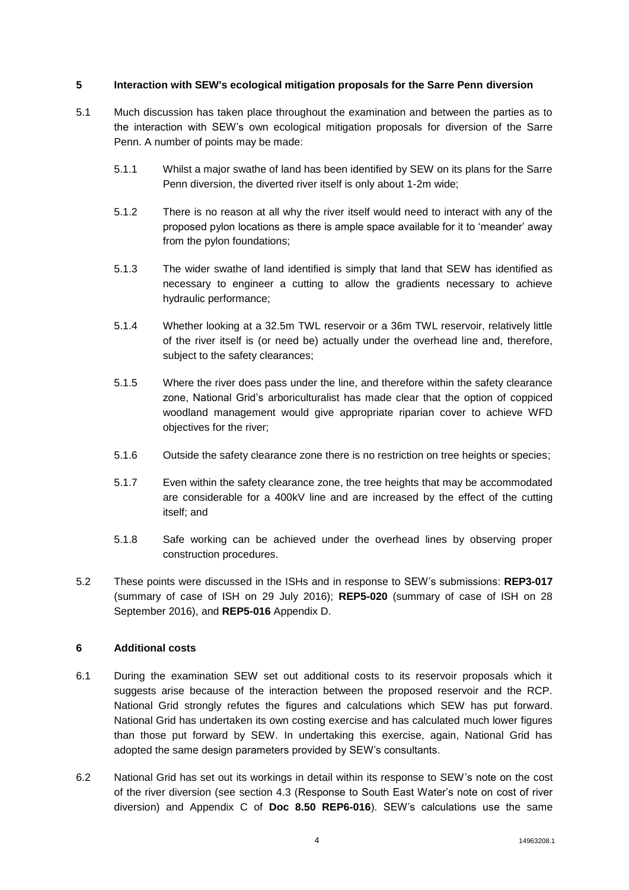## 5 Interaction with SEW's ecological mitigation proposals for the Sarre Penn diversion

5.1 Much discussion has taken place throughout the examination and between the parties as to the interaction with SEW's own ecological mitigation proposals for diversion of the Sarre Penn. A number of points may be made:

5.1.1 Whilst a major swathe of land has been identified by SEW on its plans for the Sarre Penn diversion, the diverted river itself is only about 1-2m wide;

5.1.2 There is no reason at all why the river itself would need to interact with any of the proposed pylon locations as there is ample space available for it to 'meander' away from the pylon foundations;

5.1.3 The wider swathe of land identified is simply that land that SEW has identified as necessary to engineer a cutting to allow the gradients necessary to achieve hydraulic performance;

5.1.4 Whether looking at a 32.5m TWL reservoir or a 36m TWL reservoir, relatively little of the river itself is (or need be) actually under the overhead line and, therefore, subject to the safety clearances;

5.1.5 Where the river does pass under the line, and therefore within the safety clearance zone, National Grid's arboriculturalist has made clear that the option of coppiced woodland management would give appropriate riparian cover to achieve WFD objectives for the river;

5.1.6 Outside the safety clearance zone there is no restriction on tree heights or species;

5.1.7 Even within the safety clearance zone, the tree heights that may be accommodated are considerable for a 400kV line and are increased by the effect of the cutting itself; and

5.1.8 Safe working can be achieved under the overhead lines by observing proper construction procedures.

5.2 These points were discussed in the ISHs and in response to SEW's submissions: **REP3-017** (summary of case of ISH on 29 July 2016); **REP5-020** (summary of case of ISH on 28 September 2016), and **REP5-016** Appendix D.

## 6 Additional costs

6.1 During the examination SEW set out additional costs to its reservoir proposals which it suggests arise because of the interaction between the proposed reservoir and the RCP. National Grid strongly refutes the figures and calculations which SEW has put forward. National Grid has undertaken its own costing exercise and has calculated much lower figures than those put forward by SEW. In undertaking this exercise, again, National Grid has adopted the same design parameters provided by SEW's consultants.

6.2 National Grid has set out its workings in detail within its response to SEW's note on the cost of the river diversion (see section 4.3 (Response to South East Water's note on cost of river diversion) and Appendix C of **Doc 8.50 REP6-016**). SEW's calculations use the same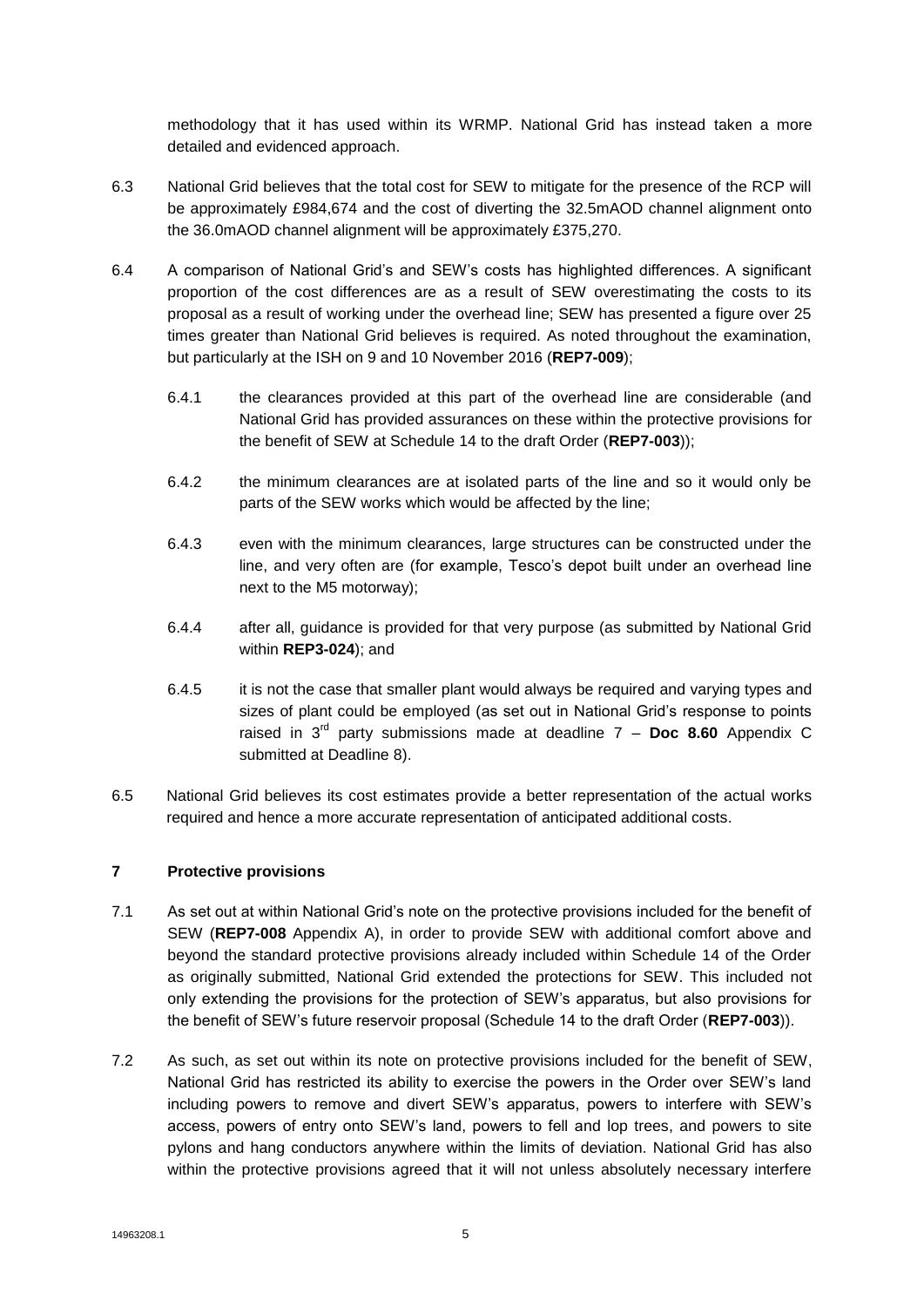methodology that it has used within its WRMP. National Grid has instead taken a more detailed and evidenced approach.

6.3 National Grid believes that the total cost for SEW to mitigate for the presence of the RCP will be approximately £984,674 and the cost of diverting the 32.5mAOD channel alignment onto the 36.0mAOD channel alignment will be approximately £375,270.

6.4 A comparison of National Grid's and SEW's costs has highlighted differences. A significant proportion of the cost differences are as a result of SEW overestimating the costs to its proposal as a result of working under the overhead line; SEW has presented a figure over 25 times greater than National Grid believes is required. As noted throughout the examination, but particularly at the ISH on 9 and 10 November 2016 (**REP7-009**);

6.4.1 the clearances provided at this part of the overhead line are considerable (and National Grid has provided assurances on these within the protective provisions for the benefit of SEW at Schedule 14 to the draft Order (**REP7-003**));

6.4.2 the minimum clearances are at isolated parts of the line and so it would only be parts of the SEW works which would be affected by the line;

6.4.3 even with the minimum clearances, large structures can be constructed under the line, and very often are (for example, Tesco's depot built under an overhead line next to the M5 motorway);

6.4.4 after all, guidance is provided for that very purpose (as submitted by National Grid within **REP3-024**); and

6.4.5 it is not the case that smaller plant would always be required and varying types and sizes of plant could be employed (as set out in National Grid's response to points raised in 3rd party submissions made at deadline 7 – **Doc 8.60** Appendix C submitted at Deadline 8).

6.5 National Grid believes its cost estimates provide a better representation of the actual works required and hence a more accurate representation of anticipated additional costs.

## 7 Protective provisions

7.1 As set out at within National Grid's note on the protective provisions included for the benefit of SEW (**REP7-008** Appendix A), in order to provide SEW with additional comfort above and beyond the standard protective provisions already included within Schedule 14 of the Order as originally submitted, National Grid extended the protections for SEW. This included not only extending the provisions for the protection of SEW's apparatus, but also provisions for the benefit of SEW's future reservoir proposal (Schedule 14 to the draft Order (**REP7-003**)).

7.2 As such, as set out within its note on protective provisions included for the benefit of SEW, National Grid has restricted its ability to exercise the powers in the Order over SEW's land including powers to remove and divert SEW's apparatus, powers to interfere with SEW's access, powers of entry onto SEW's land, powers to fell and lop trees, and powers to site pylons and hang conductors anywhere within the limits of deviation. National Grid has also within the protective provisions agreed that it will not unless absolutely necessary interfere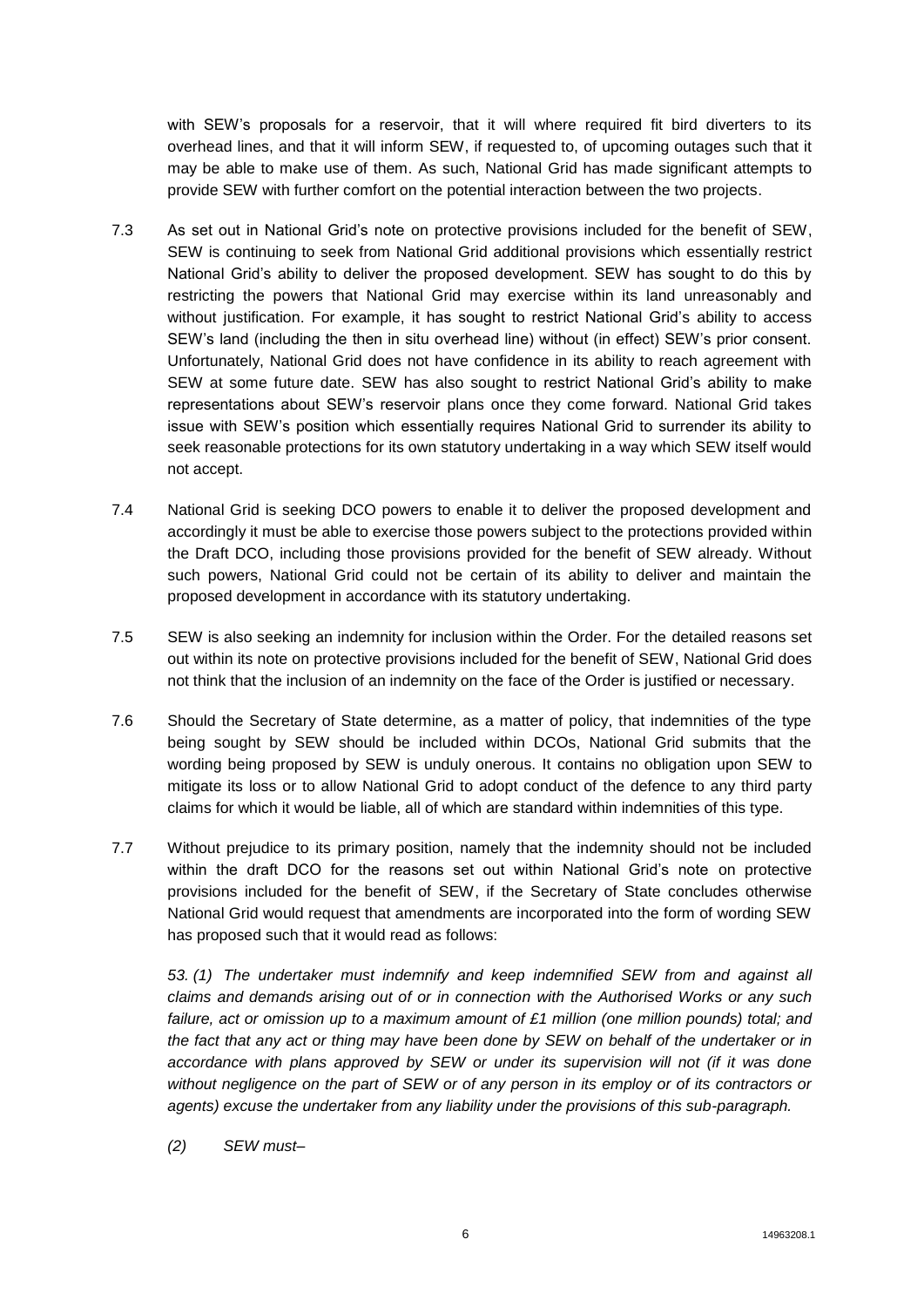with SEW's proposals for a reservoir, that it will where required fit bird diverters to its overhead lines, and that it will inform SEW, if requested to, of upcoming outages such that it may be able to make use of them. As such, National Grid has made significant attempts to provide SEW with further comfort on the potential interaction between the two projects.

7.3 As set out in National Grid's note on protective provisions included for the benefit of SEW, SEW is continuing to seek from National Grid additional provisions which essentially restrict National Grid's ability to deliver the proposed development. SEW has sought to do this by restricting the powers that National Grid may exercise within its land unreasonably and without justification. For example, it has sought to restrict National Grid's ability to access SEW's land (including the then in situ overhead line) without (in effect) SEW's prior consent. Unfortunately, National Grid does not have confidence in its ability to reach agreement with SEW at some future date. SEW has also sought to restrict National Grid's ability to make representations about SEW's reservoir plans once they come forward. National Grid takes issue with SEW's position which essentially requires National Grid to surrender its ability to seek reasonable protections for its own statutory undertaking in a way which SEW itself would not accept.

7.4 National Grid is seeking DCO powers to enable it to deliver the proposed development and accordingly it must be able to exercise those powers subject to the protections provided within the Draft DCO, including those provisions provided for the benefit of SEW already. Without such powers, National Grid could not be certain of its ability to deliver and maintain the proposed development in accordance with its statutory undertaking.

7.5 SEW is also seeking an indemnity for inclusion within the Order. For the detailed reasons set out within its note on protective provisions included for the benefit of SEW, National Grid does not think that the inclusion of an indemnity on the face of the Order is justified or necessary.

7.6 Should the Secretary of State determine, as a matter of policy, that indemnities of the type being sought by SEW should be included within DCOs, National Grid submits that the wording being proposed by SEW is unduly onerous. It contains no obligation upon SEW to mitigate its loss or to allow National Grid to adopt conduct of the defence to any third party claims for which it would be liable, all of which are standard within indemnities of this type.

7.7 Without prejudice to its primary position, namely that the indemnity should not be included within the draft DCO for the reasons set out within National Grid's note on protective provisions included for the benefit of SEW, if the Secretary of State concludes otherwise National Grid would request that amendments are incorporated into the form of wording SEW has proposed such that it would read as follows:

*53. (1) The undertaker must indemnify and keep indemnified SEW from and against all claims and demands arising out of or in connection with the Authorised Works or any such failure, act or omission up to a maximum amount of £1 million (one million pounds) total; and the fact that any act or thing may have been done by SEW on behalf of the undertaker or in accordance with plans approved by SEW or under its supervision will not (if it was done without negligence on the part of SEW or of any person in its employ or of its contractors or agents) excuse the undertaker from any liability under the provisions of this sub-paragraph.*

*(2) SEW must–*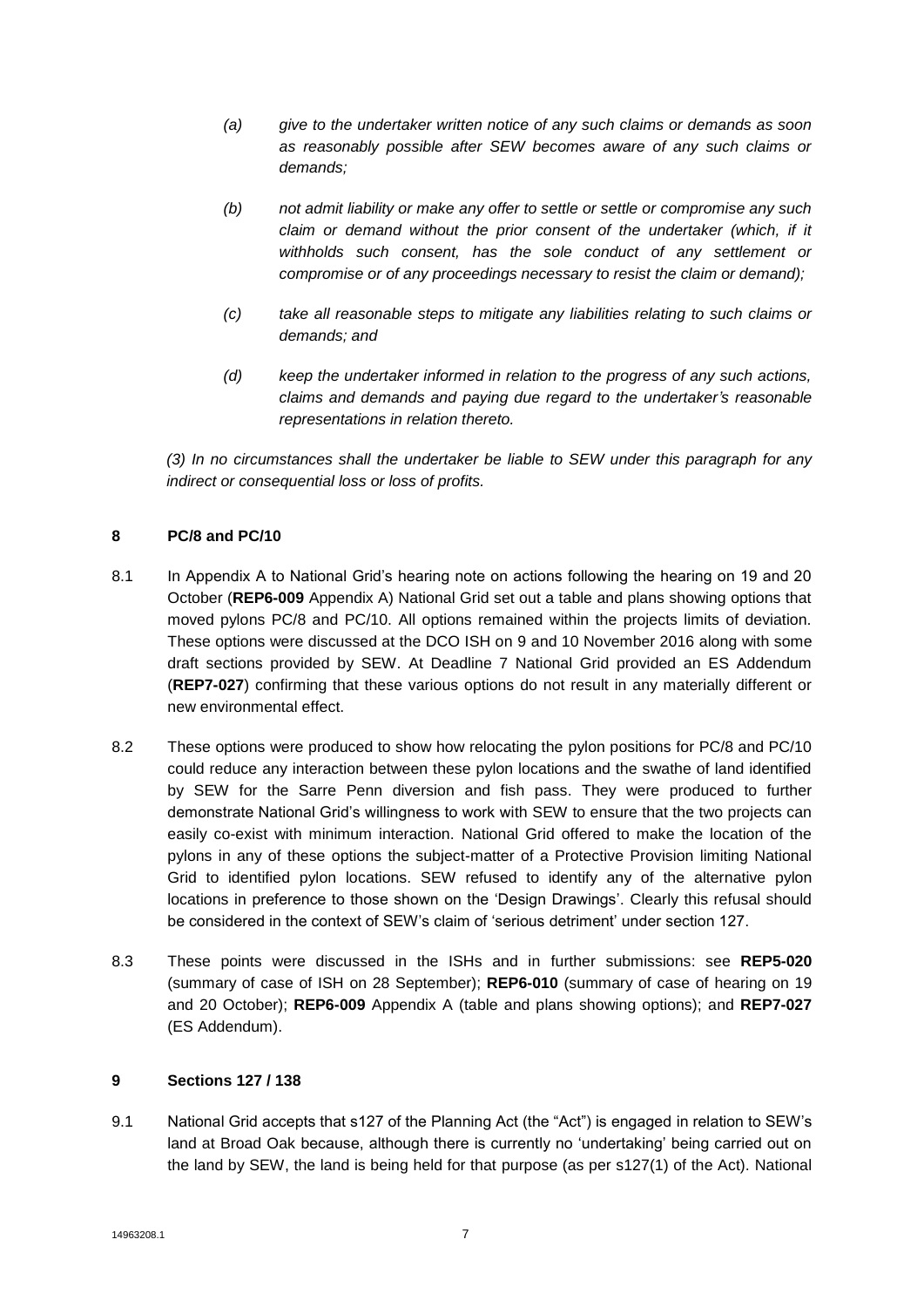*(a) give to the undertaker written notice of any such claims or demands as soon as reasonably possible after SEW becomes aware of any such claims or demands;*

*(b) not admit liability or make any offer to settle or settle or compromise any such claim or demand without the prior consent of the undertaker (which, if it withholds such consent, has the sole conduct of any settlement or compromise or of any proceedings necessary to resist the claim or demand);*

*(c) take all reasonable steps to mitigate any liabilities relating to such claims or demands; and*

*(d) keep the undertaker informed in relation to the progress of any such actions, claims and demands and paying due regard to the undertaker's reasonable representations in relation thereto.*

*(3) In no circumstances shall the undertaker be liable to SEW under this paragraph for any indirect or consequential loss or loss of profits.*

## 8 PC/8 and PC/10

8.1 In Appendix A to National Grid's hearing note on actions following the hearing on 19 and 20 October (**REP6-009** Appendix A) National Grid set out a table and plans showing options that moved pylons PC/8 and PC/10. All options remained within the projects limits of deviation. These options were discussed at the DCO ISH on 9 and 10 November 2016 along with some draft sections provided by SEW. At Deadline 7 National Grid provided an ES Addendum (**REP7-027**) confirming that these various options do not result in any materially different or new environmental effect.

8.2 These options were produced to show how relocating the pylon positions for PC/8 and PC/10 could reduce any interaction between these pylon locations and the swathe of land identified by SEW for the Sarre Penn diversion and fish pass. They were produced to further demonstrate National Grid's willingness to work with SEW to ensure that the two projects can easily co-exist with minimum interaction. National Grid offered to make the location of the pylons in any of these options the subject-matter of a Protective Provision limiting National Grid to identified pylon locations. SEW refused to identify any of the alternative pylon locations in preference to those shown on the 'Design Drawings'. Clearly this refusal should be considered in the context of SEW's claim of 'serious detriment' under section 127.

8.3 These points were discussed in the ISHs and in further submissions: see **REP5-020** (summary of case of ISH on 28 September); **REP6-010** (summary of case of hearing on 19 and 20 October); **REP6-009** Appendix A (table and plans showing options); and **REP7-027** (ES Addendum).

## 9 Sections 127 / 138

9.1 National Grid accepts that s127 of the Planning Act (the "Act") is engaged in relation to SEW's land at Broad Oak because, although there is currently no 'undertaking' being carried out on the land by SEW, the land is being held for that purpose (as per s127(1) of the Act). National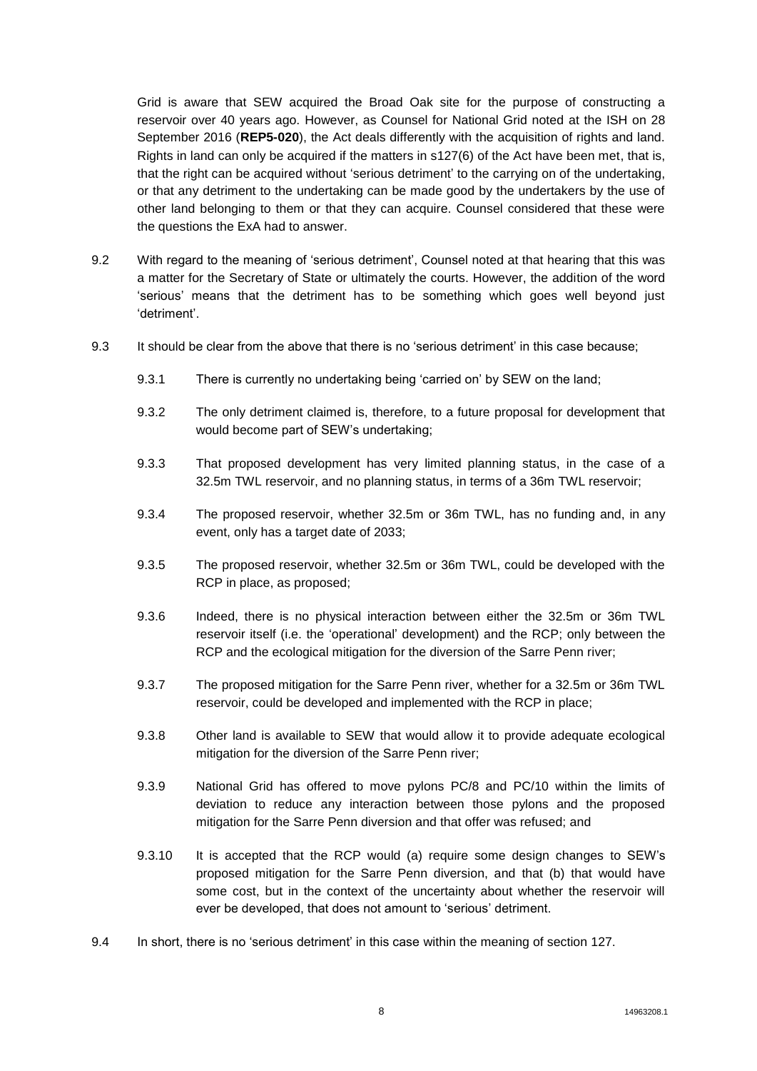Grid is aware that SEW acquired the Broad Oak site for the purpose of constructing a reservoir over 40 years ago. However, as Counsel for National Grid noted at the ISH on 28 September 2016 (**REP5-020**), the Act deals differently with the acquisition of rights and land. Rights in land can only be acquired if the matters in s127(6) of the Act have been met, that is, that the right can be acquired without 'serious detriment' to the carrying on of the undertaking, or that any detriment to the undertaking can be made good by the undertakers by the use of other land belonging to them or that they can acquire. Counsel considered that these were the questions the ExA had to answer.

9.2 With regard to the meaning of 'serious detriment', Counsel noted at that hearing that this was a matter for the Secretary of State or ultimately the courts. However, the addition of the word 'serious' means that the detriment has to be something which goes well beyond just 'detriment'.

9.3 It should be clear from the above that there is no 'serious detriment' in this case because;

9.3.1 There is currently no undertaking being 'carried on' by SEW on the land;

9.3.2 The only detriment claimed is, therefore, to a future proposal for development that would become part of SEW's undertaking;

9.3.3 That proposed development has very limited planning status, in the case of a 32.5m TWL reservoir, and no planning status, in terms of a 36m TWL reservoir;

9.3.4 The proposed reservoir, whether 32.5m or 36m TWL, has no funding and, in any event, only has a target date of 2033;

9.3.5 The proposed reservoir, whether 32.5m or 36m TWL, could be developed with the RCP in place, as proposed;

9.3.6 Indeed, there is no physical interaction between either the 32.5m or 36m TWL reservoir itself (i.e. the 'operational' development) and the RCP; only between the RCP and the ecological mitigation for the diversion of the Sarre Penn river;

9.3.7 The proposed mitigation for the Sarre Penn river, whether for a 32.5m or 36m TWL reservoir, could be developed and implemented with the RCP in place;

9.3.8 Other land is available to SEW that would allow it to provide adequate ecological mitigation for the diversion of the Sarre Penn river;

9.3.9 National Grid has offered to move pylons PC/8 and PC/10 within the limits of deviation to reduce any interaction between those pylons and the proposed mitigation for the Sarre Penn diversion and that offer was refused; and

9.3.10 It is accepted that the RCP would (a) require some design changes to SEW's proposed mitigation for the Sarre Penn diversion, and that (b) that would have some cost, but in the context of the uncertainty about whether the reservoir will ever be developed, that does not amount to 'serious' detriment.

9.4 In short, there is no 'serious detriment' in this case within the meaning of section 127.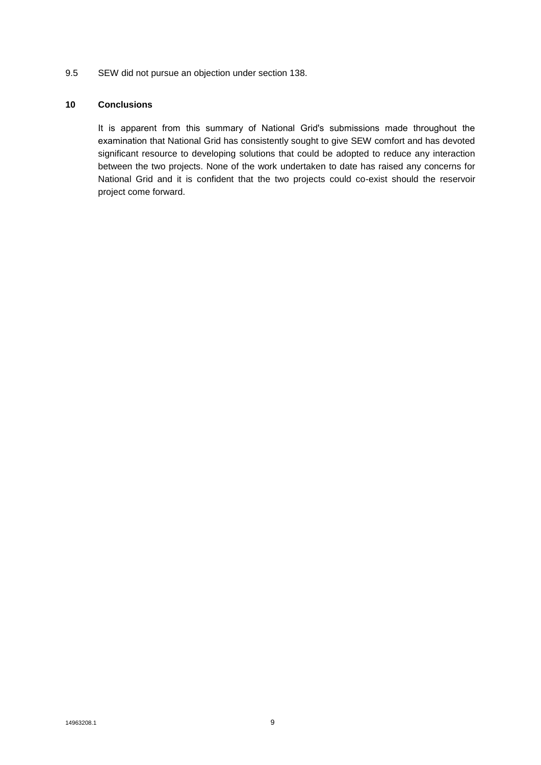9.5 SEW did not pursue an objection under section 138.

## 10 Conclusions

It is apparent from this summary of National Grid's submissions made throughout the examination that National Grid has consistently sought to give SEW comfort and has devoted significant resource to developing solutions that could be adopted to reduce any interaction between the two projects. None of the work undertaken to date has raised any concerns for National Grid and it is confident that the two projects could co-exist should the reservoir project come forward.